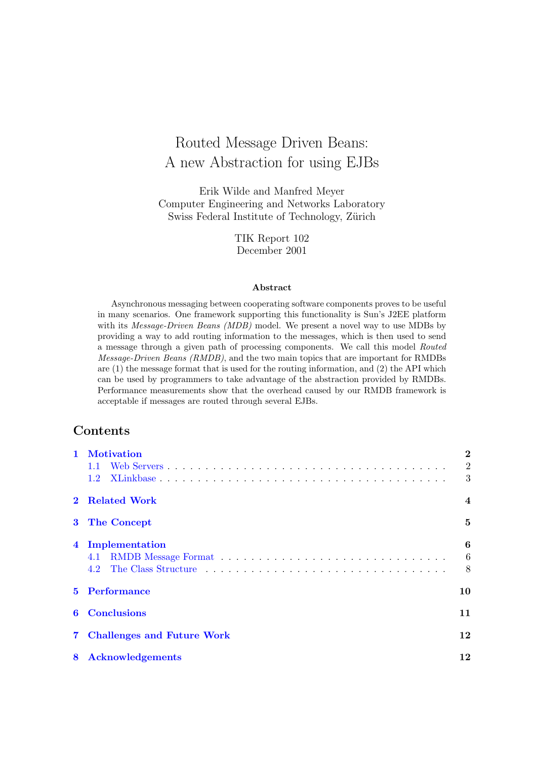# Routed Message Driven Beans: A new Abstraction for using EJBs

Erik Wilde and Manfred Meyer
Computer Engineering and Networks Laboratory
Swiss Federal Institute of Technology, Zürich

TIK Report 102
December 2001

### Abstract

Asynchronous messaging between cooperating software components proves to be useful in many scenarios. One framework supporting this functionality is Sun's J2EE platform with its *Message-Driven Beans (MDB)* model. We present a novel way to use MDBs by providing a way to add routing information to the messages, which is then used to send a message through a given path of processing components. We call this model *Routed Message-Driven Beans (RMDB)*, and the two main topics that are important for RMDBs are (1) the message format that is used for the routing information, and (2) the API which can be used by programmers to take advantage of the abstraction provided by RMDBs. Performance measurements show that the overhead caused by our RMDB framework is acceptable if messages are routed through several EJBs.

## Contents

- **1 Motivation** — 2
  - 1.1 Web Servers — 2
  - 1.2 XLinkbase — 3
- **2 Related Work** — 4
- **3 The Concept** — 5
- **4 Implementation** — 6
  - 4.1 RMDB Message Format — 6
  - 4.2 The Class Structure — 8
- **5 Performance** — 10
- **6 Conclusions** — 11
- **7 Challenges and Future Work** — 12
- **8 Acknowledgements** — 12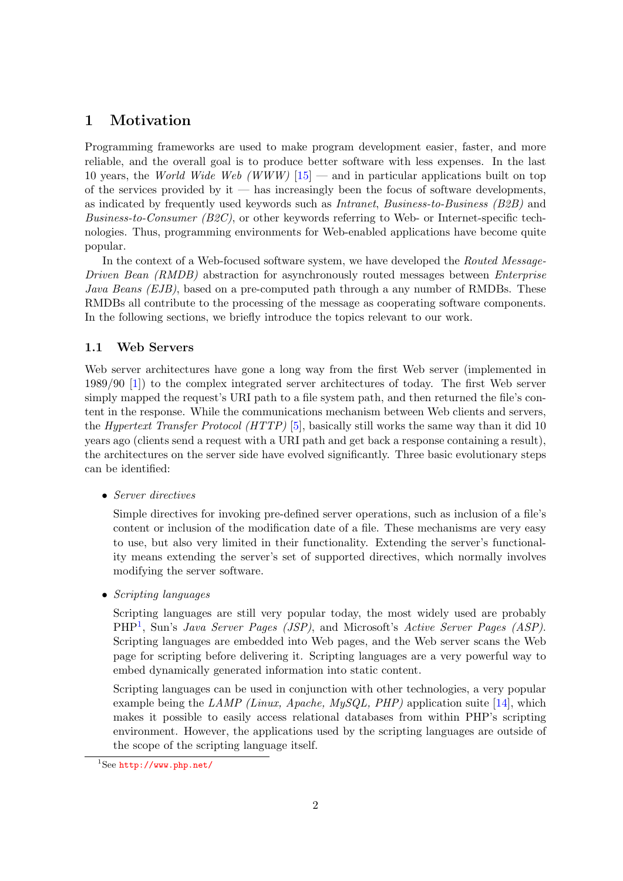# 1 Motivation

Programming frameworks are used to make program development easier, faster, and more reliable, and the overall goal is to produce better software with less expenses. In the last 10 years, the *World Wide Web (WWW)* [15] — and in particular applications built on top of the services provided by it — has increasingly been the focus of software developments, as indicated by frequently used keywords such as *Intranet*, *Business-to-Business (B2B)* and *Business-to-Consumer (B2C)*, or other keywords referring to Web- or Internet-specific technologies. Thus, programming environments for Web-enabled applications have become quite popular.

In the context of a Web-focused software system, we have developed the *Routed Message-Driven Bean (RMDB)* abstraction for asynchronously routed messages between *Enterprise Java Beans (EJB)*, based on a pre-computed path through a any number of RMDBs. These RMDBs all contribute to the processing of the message as cooperating software components. In the following sections, we briefly introduce the topics relevant to our work.

## 1.1 Web Servers

Web server architectures have gone a long way from the first Web server (implemented in 1989/90 [1]) to the complex integrated server architectures of today. The first Web server simply mapped the request's URI path to a file system path, and then returned the file's content in the response. While the communications mechanism between Web clients and servers, the *Hypertext Transfer Protocol (HTTP)* [5], basically still works the same way than it did 10 years ago (clients send a request with a URI path and get back a response containing a result), the architectures on the server side have evolved significantly. Three basic evolutionary steps can be identified:

- *Server directives*

  Simple directives for invoking pre-defined server operations, such as inclusion of a file's content or inclusion of the modification date of a file. These mechanisms are very easy to use, but also very limited in their functionality. Extending the server's functionality means extending the server's set of supported directives, which normally involves modifying the server software.

- *Scripting languages*

  Scripting languages are still very popular today, the most widely used are probably PHP[1], Sun's *Java Server Pages (JSP)*, and Microsoft's *Active Server Pages (ASP)*. Scripting languages are embedded into Web pages, and the Web server scans the Web page for scripting before delivering it. Scripting languages are a very powerful way to embed dynamically generated information into static content.

  Scripting languages can be used in conjunction with other technologies, a very popular example being the *LAMP (Linux, Apache, MySQL, PHP)* application suite [14], which makes it possible to easily access relational databases from within PHP's scripting environment. However, the applications used by the scripting languages are outside of the scope of the scripting language itself.

[1] See http://www.php.net/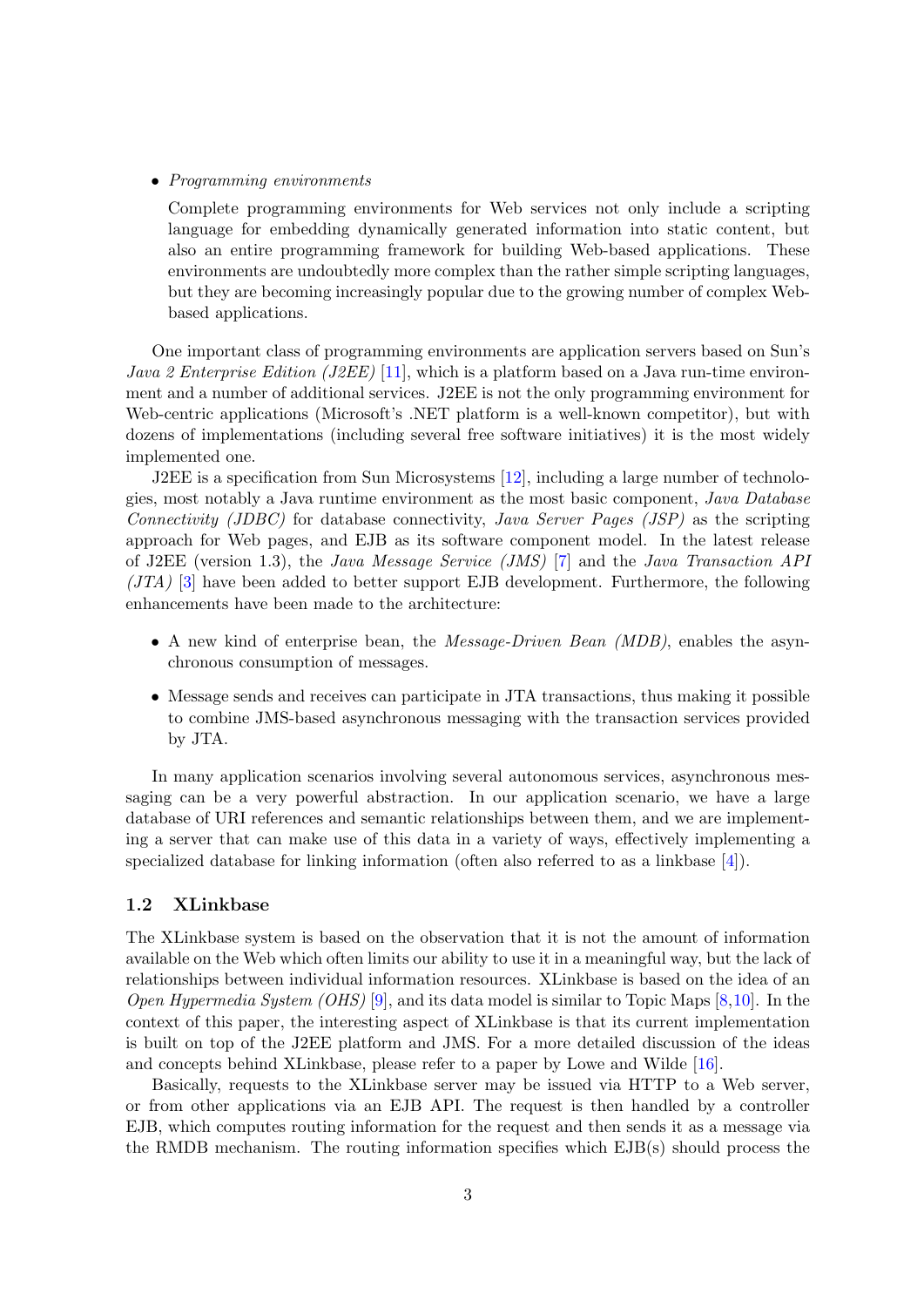- *Programming environments*

  Complete programming environments for Web services not only include a scripting language for embedding dynamically generated information into static content, but also an entire programming framework for building Web-based applications. These environments are undoubtedly more complex than the rather simple scripting languages, but they are becoming increasingly popular due to the growing number of complex Web-based applications.

One important class of programming environments are application servers based on Sun's *Java 2 Enterprise Edition (J2EE)* [11], which is a platform based on a Java run-time environment and a number of additional services. J2EE is not the only programming environment for Web-centric applications (Microsoft's .NET platform is a well-known competitor), but with dozens of implementations (including several free software initiatives) it is the most widely implemented one.

J2EE is a specification from Sun Microsystems [12], including a large number of technologies, most notably a Java runtime environment as the most basic component, *Java Database Connectivity (JDBC)* for database connectivity, *Java Server Pages (JSP)* as the scripting approach for Web pages, and EJB as its software component model. In the latest release of J2EE (version 1.3), the *Java Message Service (JMS)* [7] and the *Java Transaction API (JTA)* [3] have been added to better support EJB development. Furthermore, the following enhancements have been made to the architecture:

- A new kind of enterprise bean, the *Message-Driven Bean (MDB)*, enables the asynchronous consumption of messages.
- Message sends and receives can participate in JTA transactions, thus making it possible to combine JMS-based asynchronous messaging with the transaction services provided by JTA.

In many application scenarios involving several autonomous services, asynchronous messaging can be a very powerful abstraction. In our application scenario, we have a large database of URI references and semantic relationships between them, and we are implementing a server that can make use of this data in a variety of ways, effectively implementing a specialized database for linking information (often also referred to as a linkbase [4]).

### 1.2 XLinkbase

The XLinkbase system is based on the observation that it is not the amount of information available on the Web which often limits our ability to use it in a meaningful way, but the lack of relationships between individual information resources. XLinkbase is based on the idea of an *Open Hypermedia System (OHS)* [9], and its data model is similar to Topic Maps [8,10]. In the context of this paper, the interesting aspect of XLinkbase is that its current implementation is built on top of the J2EE platform and JMS. For a more detailed discussion of the ideas and concepts behind XLinkbase, please refer to a paper by Lowe and Wilde [16].

Basically, requests to the XLinkbase server may be issued via HTTP to a Web server, or from other applications via an EJB API. The request is then handled by a controller EJB, which computes routing information for the request and then sends it as a message via the RMDB mechanism. The routing information specifies which EJB(s) should process the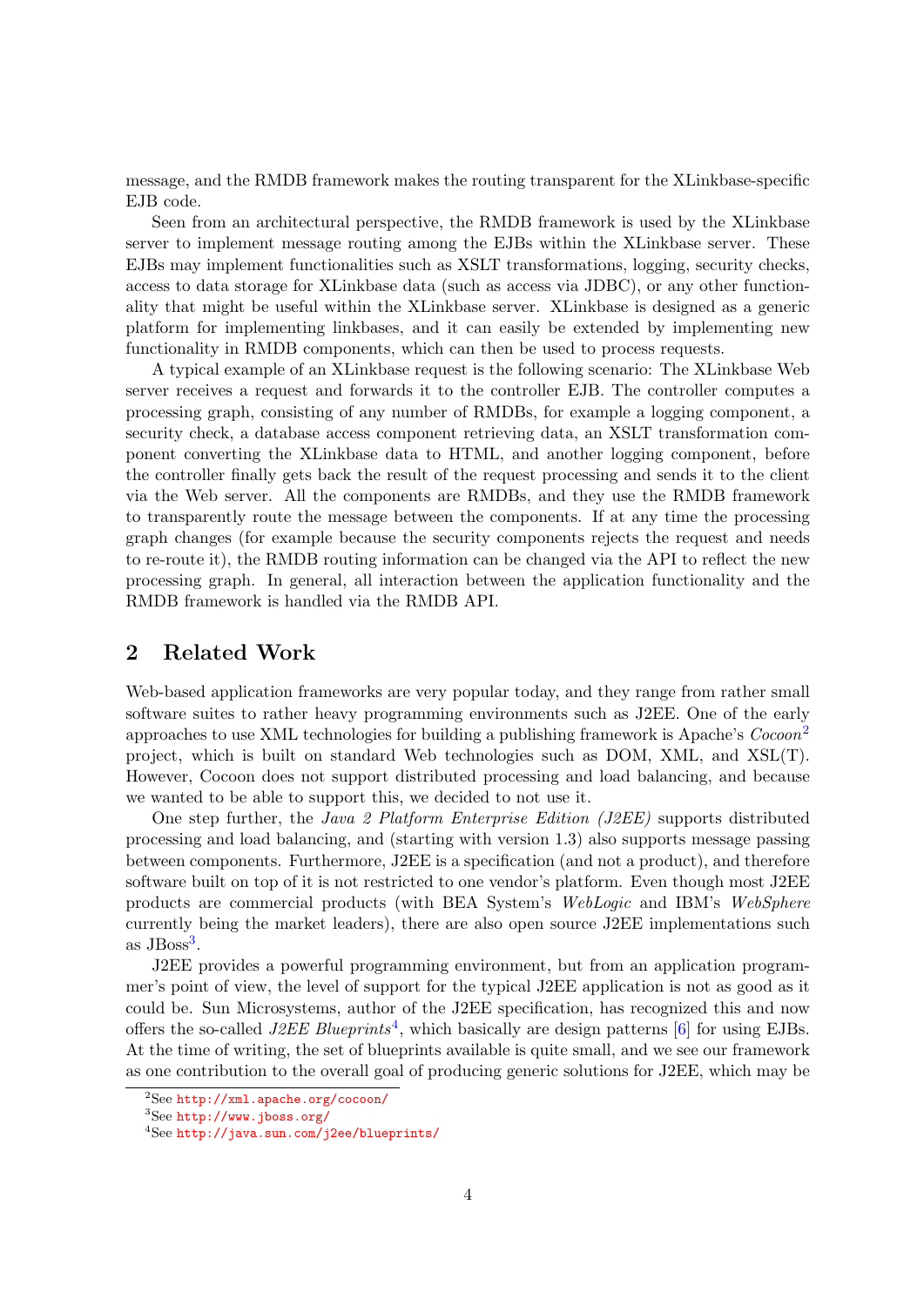message, and the RMDB framework makes the routing transparent for the XLinkbase-specific EJB code.

Seen from an architectural perspective, the RMDB framework is used by the XLinkbase server to implement message routing among the EJBs within the XLinkbase server. These EJBs may implement functionalities such as XSLT transformations, logging, security checks, access to data storage for XLinkbase data (such as access via JDBC), or any other functionality that might be useful within the XLinkbase server. XLinkbase is designed as a generic platform for implementing linkbases, and it can easily be extended by implementing new functionality in RMDB components, which can then be used to process requests.

A typical example of an XLinkbase request is the following scenario: The XLinkbase Web server receives a request and forwards it to the controller EJB. The controller computes a processing graph, consisting of any number of RMDBs, for example a logging component, a security check, a database access component retrieving data, an XSLT transformation component converting the XLinkbase data to HTML, and another logging component, before the controller finally gets back the result of the request processing and sends it to the client via the Web server. All the components are RMDBs, and they use the RMDB framework to transparently route the message between the components. If at any time the processing graph changes (for example because the security components rejects the request and needs to re-route it), the RMDB routing information can be changed via the API to reflect the new processing graph. In general, all interaction between the application functionality and the RMDB framework is handled via the RMDB API.

## 2 Related Work

Web-based application frameworks are very popular today, and they range from rather small software suites to rather heavy programming environments such as J2EE. One of the early approaches to use XML technologies for building a publishing framework is Apache's *Cocoon*[2] project, which is built on standard Web technologies such as DOM, XML, and XSL(T). However, Cocoon does not support distributed processing and load balancing, and because we wanted to be able to support this, we decided to not use it.

One step further, the *Java 2 Platform Enterprise Edition (J2EE)* supports distributed processing and load balancing, and (starting with version 1.3) also supports message passing between components. Furthermore, J2EE is a specification (and not a product), and therefore software built on top of it is not restricted to one vendor's platform. Even though most J2EE products are commercial products (with BEA System's *WebLogic* and IBM's *WebSphere* currently being the market leaders), there are also open source J2EE implementations such as JBoss[3].

J2EE provides a powerful programming environment, but from an application programmer's point of view, the level of support for the typical J2EE application is not as good as it could be. Sun Microsystems, author of the J2EE specification, has recognized this and now offers the so-called *J2EE Blueprints*[4], which basically are design patterns [6] for using EJBs. At the time of writing, the set of blueprints available is quite small, and we see our framework as one contribution to the overall goal of producing generic solutions for J2EE, which may be

[2] See http://xml.apache.org/cocoon/

[3] See http://www.jboss.org/

[4] See http://java.sun.com/j2ee/blueprints/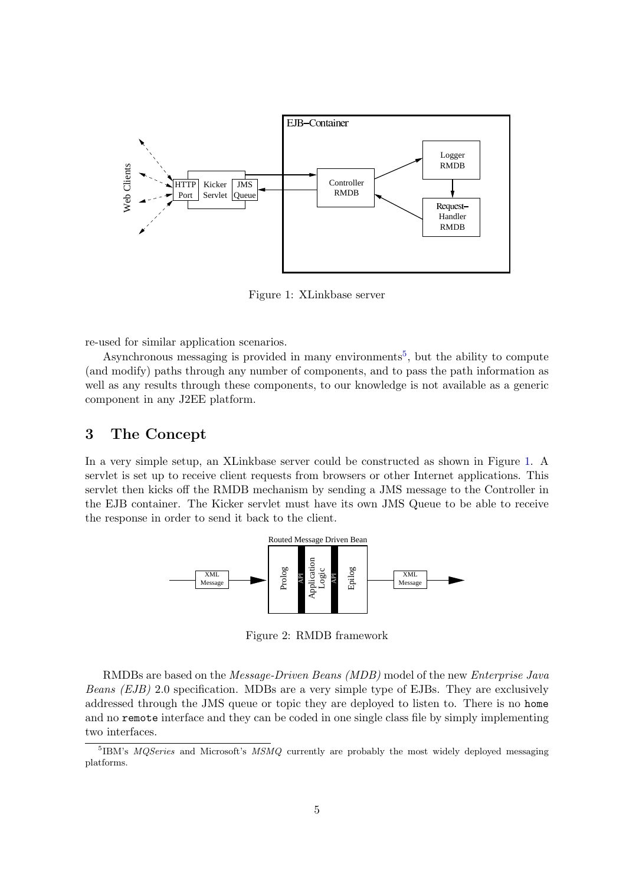Figure 1: XLinkbase server

re-used for similar application scenarios.

Asynchronous messaging is provided in many environments[5], but the ability to compute (and modify) paths through any number of components, and to pass the path information as well as any results through these components, to our knowledge is not available as a generic component in any J2EE platform.

## 3 The Concept

In a very simple setup, an XLinkbase server could be constructed as shown in Figure 1. A servlet is set up to receive client requests from browsers or other Internet applications. This servlet then kicks off the RMDB mechanism by sending a JMS message to the Controller in the EJB container. The Kicker servlet must have its own JMS Queue to be able to receive the response in order to send it back to the client.

Figure 2: RMDB framework

RMDBs are based on the *Message-Driven Beans (MDB)* model of the new *Enterprise Java Beans (EJB)* 2.0 specification. MDBs are a very simple type of EJBs. They are exclusively addressed through the JMS queue or topic they are deployed to listen to. There is no `home` and no `remote` interface and they can be coded in one single class file by simply implementing two interfaces.

[5] IBM's *MQSeries* and Microsoft's *MSMQ* currently are probably the most widely deployed messaging platforms.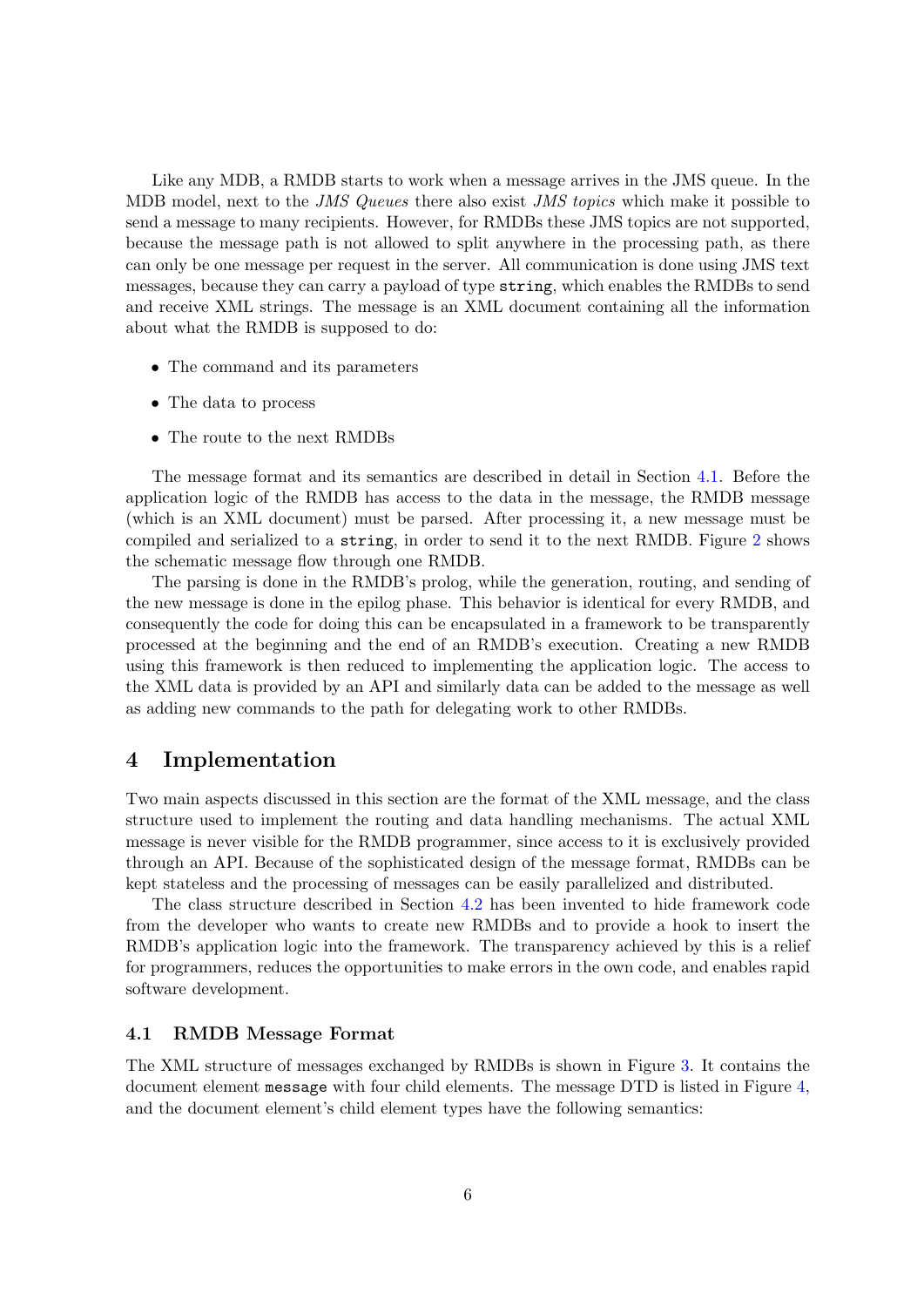Like any MDB, a RMDB starts to work when a message arrives in the JMS queue. In the MDB model, next to the *JMS Queues* there also exist *JMS topics* which make it possible to send a message to many recipients. However, for RMDBs these JMS topics are not supported, because the message path is not allowed to split anywhere in the processing path, as there can only be one message per request in the server. All communication is done using JMS text messages, because they can carry a payload of type `string`, which enables the RMDBs to send and receive XML strings. The message is an XML document containing all the information about what the RMDB is supposed to do:

- The command and its parameters
- The data to process
- The route to the next RMDBs

The message format and its semantics are described in detail in Section 4.1. Before the application logic of the RMDB has access to the data in the message, the RMDB message (which is an XML document) must be parsed. After processing it, a new message must be compiled and serialized to a `string`, in order to send it to the next RMDB. Figure 2 shows the schematic message flow through one RMDB.

The parsing is done in the RMDB's prolog, while the generation, routing, and sending of the new message is done in the epilog phase. This behavior is identical for every RMDB, and consequently the code for doing this can be encapsulated in a framework to be transparently processed at the beginning and the end of an RMDB's execution. Creating a new RMDB using this framework is then reduced to implementing the application logic. The access to the XML data is provided by an API and similarly data can be added to the message as well as adding new commands to the path for delegating work to other RMDBs.

## 4 Implementation

Two main aspects discussed in this section are the format of the XML message, and the class structure used to implement the routing and data handling mechanisms. The actual XML message is never visible for the RMDB programmer, since access to it is exclusively provided through an API. Because of the sophisticated design of the message format, RMDBs can be kept stateless and the processing of messages can be easily parallelized and distributed.

The class structure described in Section 4.2 has been invented to hide framework code from the developer who wants to create new RMDBs and to provide a hook to insert the RMDB's application logic into the framework. The transparency achieved by this is a relief for programmers, reduces the opportunities to make errors in the own code, and enables rapid software development.

### 4.1 RMDB Message Format

The XML structure of messages exchanged by RMDBs is shown in Figure 3. It contains the document element `message` with four child elements. The message DTD is listed in Figure 4, and the document element's child element types have the following semantics: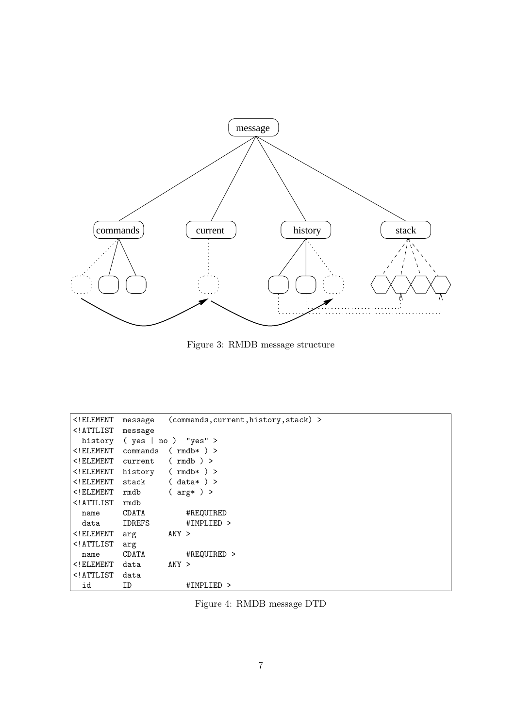Figure 3: RMDB message structure

```
<!ELEMENT  message   (commands,current,history,stack) >
<!ATTLIST  message
  history  ( yes | no )  "yes" >
<!ELEMENT  commands  ( rmdb* ) >
<!ELEMENT  current   ( rmdb ) >
<!ELEMENT  history   ( rmdb* ) >
<!ELEMENT  stack     ( data* ) >
<!ELEMENT  rmdb      ( arg* ) >
<!ATTLIST  rmdb
  name     CDATA         #REQUIRED
  data     IDREFS        #IMPLIED >
<!ELEMENT  arg       ANY >
<!ATTLIST  arg
  name     CDATA         #REQUIRED >
<!ELEMENT  data      ANY >
<!ATTLIST  data
  id       ID            #IMPLIED >
```

Figure 4: RMDB message DTD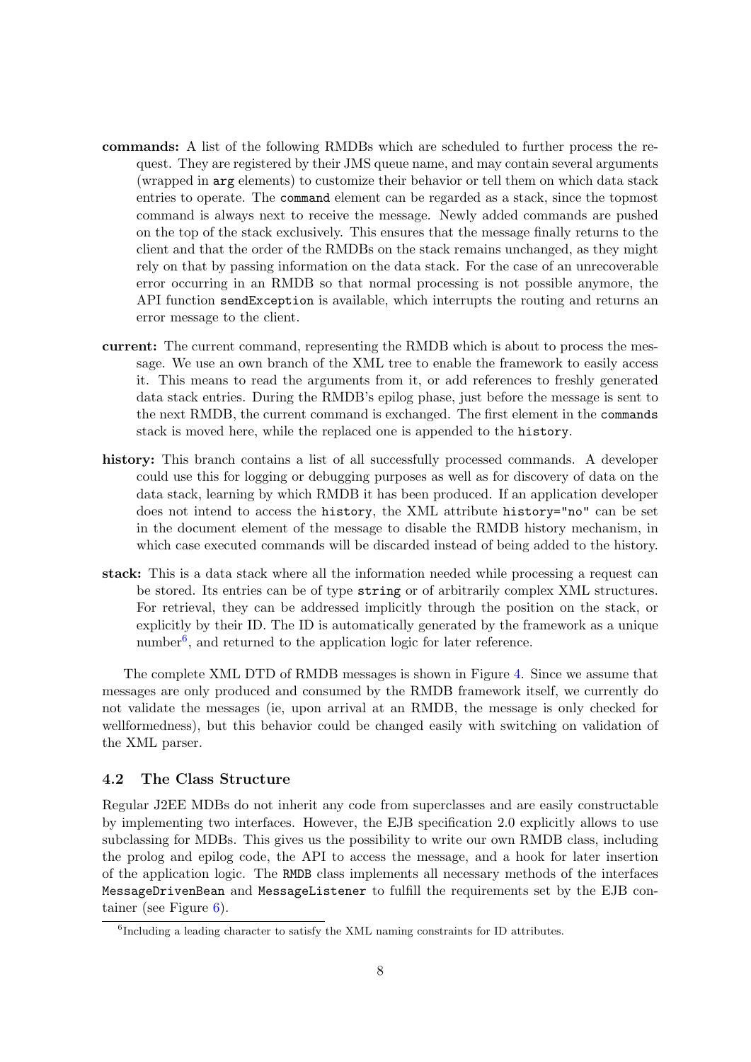**commands:** A list of the following RMDBs which are scheduled to further process the request. They are registered by their JMS queue name, and may contain several arguments (wrapped in `arg` elements) to customize their behavior or tell them on which data stack entries to operate. The `command` element can be regarded as a stack, since the topmost command is always next to receive the message. Newly added commands are pushed on the top of the stack exclusively. This ensures that the message finally returns to the client and that the order of the RMDBs on the stack remains unchanged, as they might rely on that by passing information on the data stack. For the case of an unrecoverable error occurring in an RMDB so that normal processing is not possible anymore, the API function `sendException` is available, which interrupts the routing and returns an error message to the client.

**current:** The current command, representing the RMDB which is about to process the message. We use an own branch of the XML tree to enable the framework to easily access it. This means to read the arguments from it, or add references to freshly generated data stack entries. During the RMDB's epilog phase, just before the message is sent to the next RMDB, the current command is exchanged. The first element in the `commands` stack is moved here, while the replaced one is appended to the `history`.

**history:** This branch contains a list of all successfully processed commands. A developer could use this for logging or debugging purposes as well as for discovery of data on the data stack, learning by which RMDB it has been produced. If an application developer does not intend to access the `history`, the XML attribute `history="no"` can be set in the document element of the message to disable the RMDB history mechanism, in which case executed commands will be discarded instead of being added to the history.

**stack:** This is a data stack where all the information needed while processing a request can be stored. Its entries can be of type `string` or of arbitrarily complex XML structures. For retrieval, they can be addressed implicitly through the position on the stack, or explicitly by their ID. The ID is automatically generated by the framework as a unique number[6], and returned to the application logic for later reference.

The complete XML DTD of RMDB messages is shown in Figure 4. Since we assume that messages are only produced and consumed by the RMDB framework itself, we currently do not validate the messages (ie, upon arrival at an RMDB, the message is only checked for wellformedness), but this behavior could be changed easily with switching on validation of the XML parser.

### 4.2 The Class Structure

Regular J2EE MDBs do not inherit any code from superclasses and are easily constructable by implementing two interfaces. However, the EJB specification 2.0 explicitly allows to use subclassing for MDBs. This gives us the possibility to write our own RMDB class, including the prolog and epilog code, the API to access the message, and a hook for later insertion of the application logic. The `RMDB` class implements all necessary methods of the interfaces `MessageDrivenBean` and `MessageListener` to fulfill the requirements set by the EJB container (see Figure 6).

[6]Including a leading character to satisfy the XML naming constraints for ID attributes.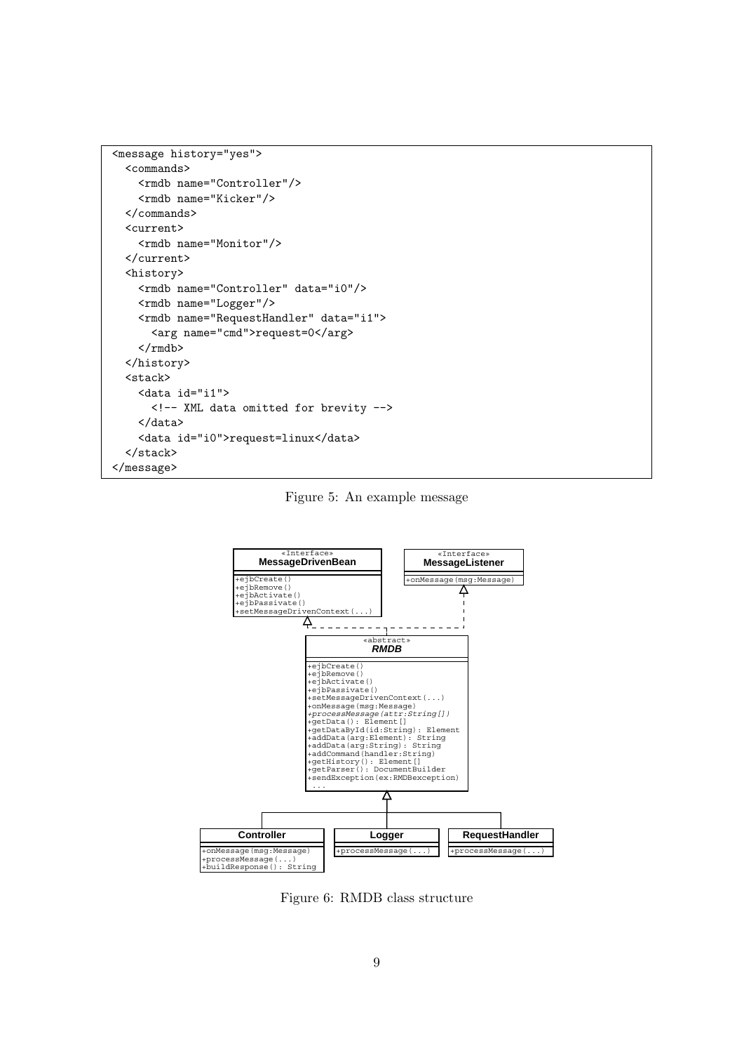```
<message history="yes">
  <commands>
    <rmdb name="Controller"/>
    <rmdb name="Kicker"/>
  </commands>
  <current>
    <rmdb name="Monitor"/>
  </current>
  <history>
    <rmdb name="Controller" data="i0"/>
    <rmdb name="Logger"/>
    <rmdb name="RequestHandler" data="i1">
      <arg name="cmd">request=0</arg>
    </rmdb>
  </history>
  <stack>
    <data id="i1">
      <!-- XML data omitted for brevity -->
    </data>
    <data id="i0">request=linux</data>
  </stack>
</message>
```

Figure 5: An example message

```
«Interface»                              «Interface»
MessageDrivenBean                        MessageListener
+ejbCreate()                             +onMessage(msg:Message)
+ejbRemove()
+ejbActivate()
+ejbPassivate()
+setMessageDrivenContext(...)

«abstract»
RMDB
+ejbCreate()
+ejbRemove()
+ejbActivate()
+ejbPassivate()
+setMessageDrivenContext(...)
+onMessage(msg:Message)
+processMessage(attr:String[])
+getData(): Element[]
+getDataById(id:String): Element
+addData(arg:Element): String
+addData(arg:String): String
+addCommand(handler:String)
+getHistory(): Element[]
+getParser(): DocumentBuilder
+sendException(ex:RMDBexception)
...

Controller                     Logger                  RequestHandler
+onMessage(msg:Message)        +processMessage(...)    +processMessage(...)
+processMessage(...)
+buildResponse(): String
```

Figure 6: RMDB class structure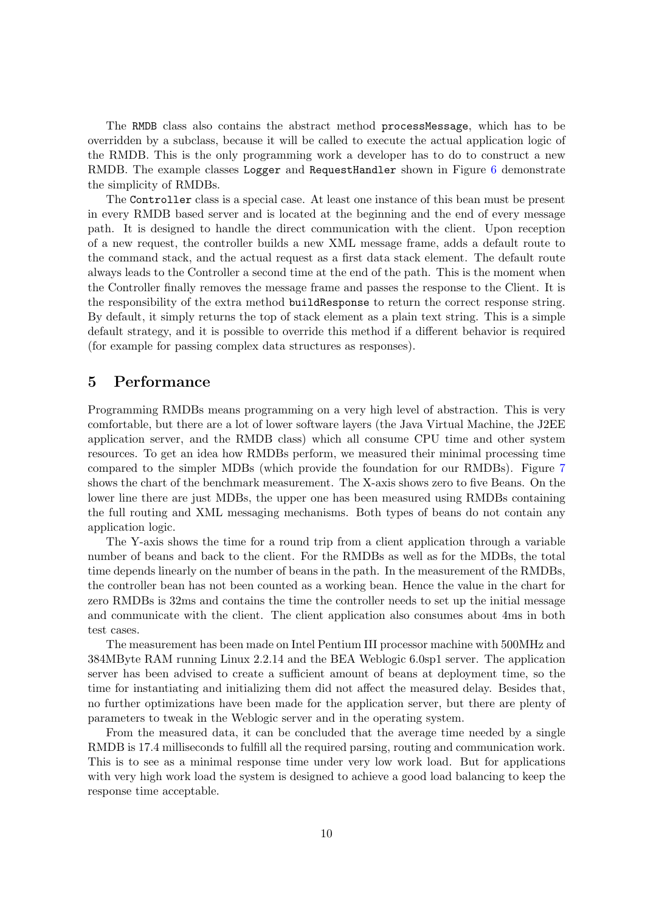The `RMDB` class also contains the abstract method `processMessage`, which has to be overridden by a subclass, because it will be called to execute the actual application logic of the RMDB. This is the only programming work a developer has to do to construct a new RMDB. The example classes `Logger` and `RequestHandler` shown in Figure 6 demonstrate the simplicity of RMDBs.

The `Controller` class is a special case. At least one instance of this bean must be present in every RMDB based server and is located at the beginning and the end of every message path. It is designed to handle the direct communication with the client. Upon reception of a new request, the controller builds a new XML message frame, adds a default route to the command stack, and the actual request as a first data stack element. The default route always leads to the Controller a second time at the end of the path. This is the moment when the Controller finally removes the message frame and passes the response to the Client. It is the responsibility of the extra method `buildResponse` to return the correct response string. By default, it simply returns the top of stack element as a plain text string. This is a simple default strategy, and it is possible to override this method if a different behavior is required (for example for passing complex data structures as responses).

## 5 Performance

Programming RMDBs means programming on a very high level of abstraction. This is very comfortable, but there are a lot of lower software layers (the Java Virtual Machine, the J2EE application server, and the RMDB class) which all consume CPU time and other system resources. To get an idea how RMDBs perform, we measured their minimal processing time compared to the simpler MDBs (which provide the foundation for our RMDBs). Figure 7 shows the chart of the benchmark measurement. The X-axis shows zero to five Beans. On the lower line there are just MDBs, the upper one has been measured using RMDBs containing the full routing and XML messaging mechanisms. Both types of beans do not contain any application logic.

The Y-axis shows the time for a round trip from a client application through a variable number of beans and back to the client. For the RMDBs as well as for the MDBs, the total time depends linearly on the number of beans in the path. In the measurement of the RMDBs, the controller bean has not been counted as a working bean. Hence the value in the chart for zero RMDBs is 32ms and contains the time the controller needs to set up the initial message and communicate with the client. The client application also consumes about 4ms in both test cases.

The measurement has been made on Intel Pentium III processor machine with 500MHz and 384MByte RAM running Linux 2.2.14 and the BEA Weblogic 6.0sp1 server. The application server has been advised to create a sufficient amount of beans at deployment time, so the time for instantiating and initializing them did not affect the measured delay. Besides that, no further optimizations have been made for the application server, but there are plenty of parameters to tweak in the Weblogic server and in the operating system.

From the measured data, it can be concluded that the average time needed by a single RMDB is 17.4 milliseconds to fulfill all the required parsing, routing and communication work. This is to see as a minimal response time under very low work load. But for applications with very high work load the system is designed to achieve a good load balancing to keep the response time acceptable.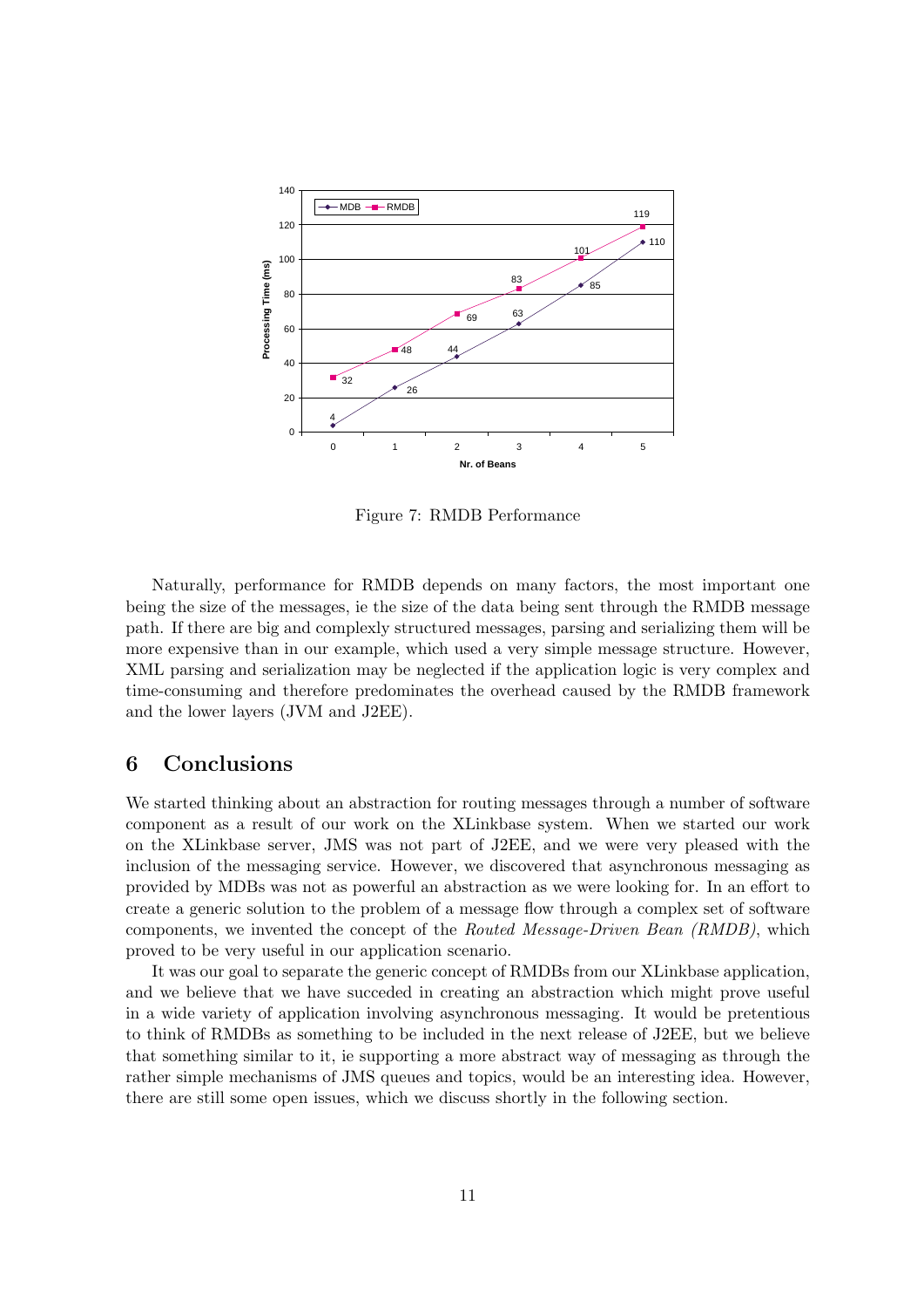Figure 7: RMDB Performance

Naturally, performance for RMDB depends on many factors, the most important one being the size of the messages, ie the size of the data being sent through the RMDB message path. If there are big and complexly structured messages, parsing and serializing them will be more expensive than in our example, which used a very simple message structure. However, XML parsing and serialization may be neglected if the application logic is very complex and time-consuming and therefore predominates the overhead caused by the RMDB framework and the lower layers (JVM and J2EE).

## 6 Conclusions

We started thinking about an abstraction for routing messages through a number of software component as a result of our work on the XLinkbase system. When we started our work on the XLinkbase server, JMS was not part of J2EE, and we were very pleased with the inclusion of the messaging service. However, we discovered that asynchronous messaging as provided by MDBs was not as powerful an abstraction as we were looking for. In an effort to create a generic solution to the problem of a message flow through a complex set of software components, we invented the concept of the *Routed Message-Driven Bean (RMDB)*, which proved to be very useful in our application scenario.

It was our goal to separate the generic concept of RMDBs from our XLinkbase application, and we believe that we have succeded in creating an abstraction which might prove useful in a wide variety of application involving asynchronous messaging. It would be pretentious to think of RMDBs as something to be included in the next release of J2EE, but we believe that something similar to it, ie supporting a more abstract way of messaging as through the rather simple mechanisms of JMS queues and topics, would be an interesting idea. However, there are still some open issues, which we discuss shortly in the following section.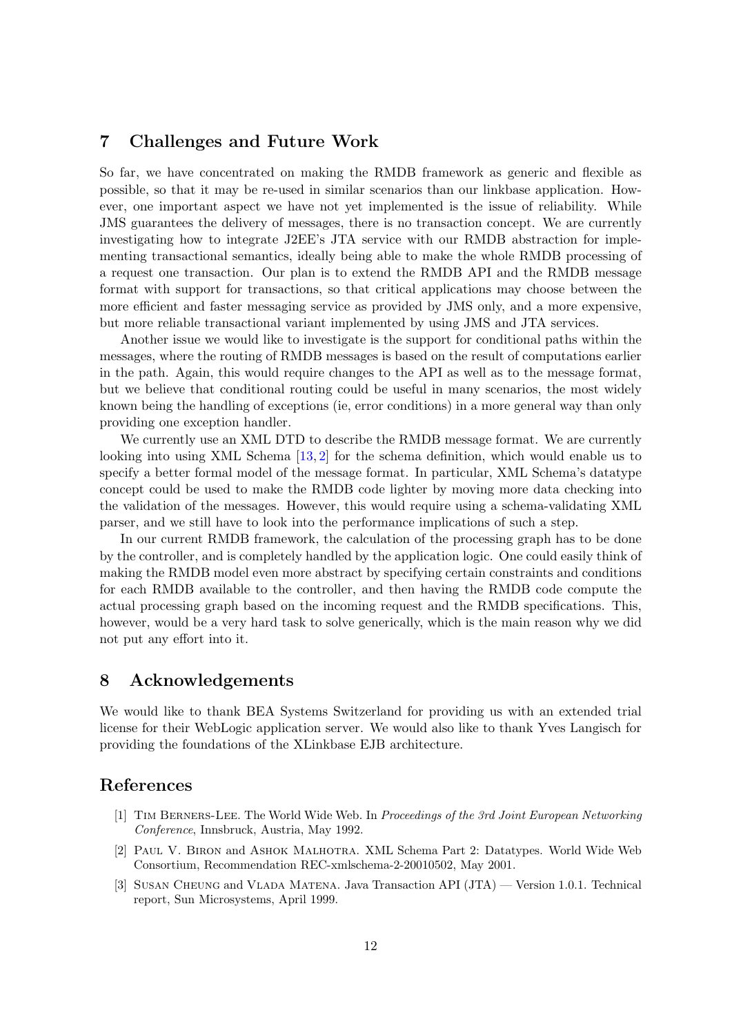## 7 Challenges and Future Work

So far, we have concentrated on making the RMDB framework as generic and flexible as possible, so that it may be re-used in similar scenarios than our linkbase application. However, one important aspect we have not yet implemented is the issue of reliability. While JMS guarantees the delivery of messages, there is no transaction concept. We are currently investigating how to integrate J2EE's JTA service with our RMDB abstraction for implementing transactional semantics, ideally being able to make the whole RMDB processing of a request one transaction. Our plan is to extend the RMDB API and the RMDB message format with support for transactions, so that critical applications may choose between the more efficient and faster messaging service as provided by JMS only, and a more expensive, but more reliable transactional variant implemented by using JMS and JTA services.

Another issue we would like to investigate is the support for conditional paths within the messages, where the routing of RMDB messages is based on the result of computations earlier in the path. Again, this would require changes to the API as well as to the message format, but we believe that conditional routing could be useful in many scenarios, the most widely known being the handling of exceptions (ie, error conditions) in a more general way than only providing one exception handler.

We currently use an XML DTD to describe the RMDB message format. We are currently looking into using XML Schema [13, 2] for the schema definition, which would enable us to specify a better formal model of the message format. In particular, XML Schema's datatype concept could be used to make the RMDB code lighter by moving more data checking into the validation of the messages. However, this would require using a schema-validating XML parser, and we still have to look into the performance implications of such a step.

In our current RMDB framework, the calculation of the processing graph has to be done by the controller, and is completely handled by the application logic. One could easily think of making the RMDB model even more abstract by specifying certain constraints and conditions for each RMDB available to the controller, and then having the RMDB code compute the actual processing graph based on the incoming request and the RMDB specifications. This, however, would be a very hard task to solve generically, which is the main reason why we did not put any effort into it.

## 8 Acknowledgements

We would like to thank BEA Systems Switzerland for providing us with an extended trial license for their WebLogic application server. We would also like to thank Yves Langisch for providing the foundations of the XLinkbase EJB architecture.

## References

[1] Tim Berners-Lee. The World Wide Web. In *Proceedings of the 3rd Joint European Networking Conference*, Innsbruck, Austria, May 1992.

[2] Paul V. Biron and Ashok Malhotra. XML Schema Part 2: Datatypes. World Wide Web Consortium, Recommendation REC-xmlschema-2-20010502, May 2001.

[3] Susan Cheung and Vlada Matena. Java Transaction API (JTA) — Version 1.0.1. Technical report, Sun Microsystems, April 1999.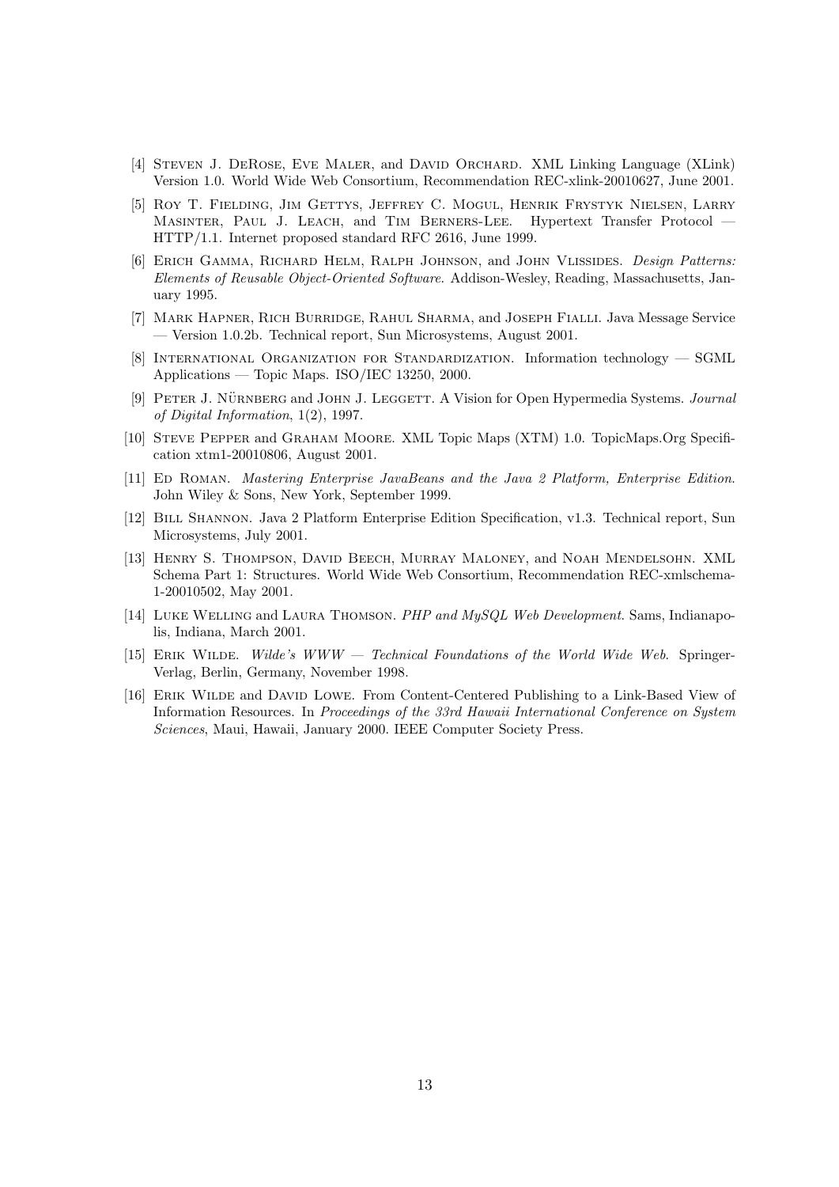[4] Steven J. DeRose, Eve Maler, and David Orchard. XML Linking Language (XLink) Version 1.0. World Wide Web Consortium, Recommendation REC-xlink-20010627, June 2001.

[5] Roy T. Fielding, Jim Gettys, Jeffrey C. Mogul, Henrik Frystyk Nielsen, Larry Masinter, Paul J. Leach, and Tim Berners-Lee. Hypertext Transfer Protocol — HTTP/1.1. Internet proposed standard RFC 2616, June 1999.

[6] Erich Gamma, Richard Helm, Ralph Johnson, and John Vlissides. *Design Patterns: Elements of Reusable Object-Oriented Software*. Addison-Wesley, Reading, Massachusetts, January 1995.

[7] Mark Hapner, Rich Burridge, Rahul Sharma, and Joseph Fialli. Java Message Service — Version 1.0.2b. Technical report, Sun Microsystems, August 2001.

[8] International Organization for Standardization. Information technology — SGML Applications — Topic Maps. ISO/IEC 13250, 2000.

[9] Peter J. Nürnberg and John J. Leggett. A Vision for Open Hypermedia Systems. *Journal of Digital Information*, 1(2), 1997.

[10] Steve Pepper and Graham Moore. XML Topic Maps (XTM) 1.0. TopicMaps.Org Specification xtm1-20010806, August 2001.

[11] Ed Roman. *Mastering Enterprise JavaBeans and the Java 2 Platform, Enterprise Edition*. John Wiley & Sons, New York, September 1999.

[12] Bill Shannon. Java 2 Platform Enterprise Edition Specification, v1.3. Technical report, Sun Microsystems, July 2001.

[13] Henry S. Thompson, David Beech, Murray Maloney, and Noah Mendelsohn. XML Schema Part 1: Structures. World Wide Web Consortium, Recommendation REC-xmlschema-1-20010502, May 2001.

[14] Luke Welling and Laura Thomson. *PHP and MySQL Web Development*. Sams, Indianapolis, Indiana, March 2001.

[15] Erik Wilde. *Wilde's WWW — Technical Foundations of the World Wide Web*. Springer-Verlag, Berlin, Germany, November 1998.

[16] Erik Wilde and David Lowe. From Content-Centered Publishing to a Link-Based View of Information Resources. In *Proceedings of the 33rd Hawaii International Conference on System Sciences*, Maui, Hawaii, January 2000. IEEE Computer Society Press.